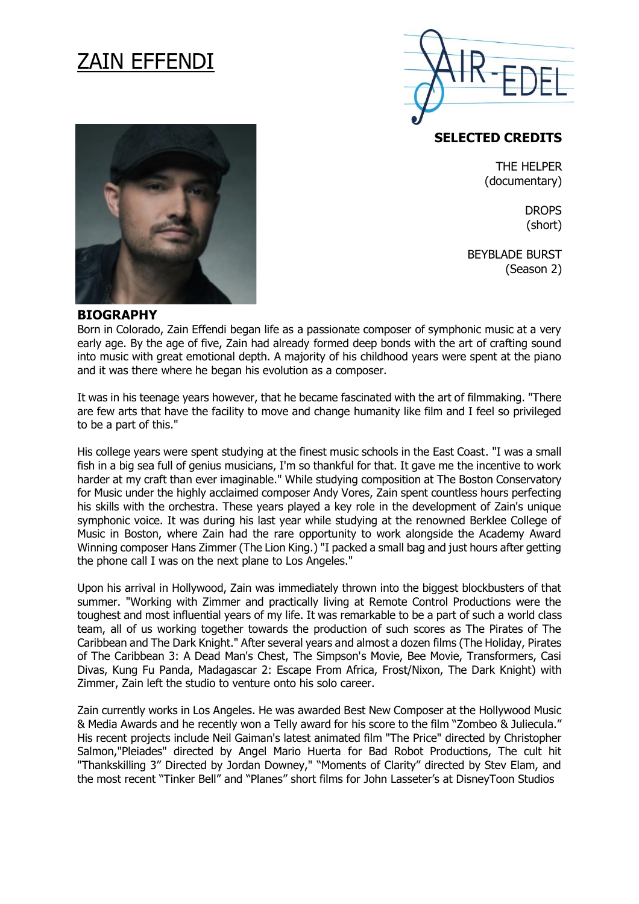# ZAIN EFFENDI

## SELECTED CREDITS

THE HELPER
(documentary)

DROPS
(short)

BEYBLADE BURST
(Season 2)

## BIOGRAPHY

Born in Colorado, Zain Effendi began life as a passionate composer of symphonic music at a very early age. By the age of five, Zain had already formed deep bonds with the art of crafting sound into music with great emotional depth. A majority of his childhood years were spent at the piano and it was there where he began his evolution as a composer.

It was in his teenage years however, that he became fascinated with the art of filmmaking. "There are few arts that have the facility to move and change humanity like film and I feel so privileged to be a part of this."

His college years were spent studying at the finest music schools in the East Coast. "I was a small fish in a big sea full of genius musicians, I'm so thankful for that. It gave me the incentive to work harder at my craft than ever imaginable." While studying composition at The Boston Conservatory for Music under the highly acclaimed composer Andy Vores, Zain spent countless hours perfecting his skills with the orchestra. These years played a key role in the development of Zain's unique symphonic voice. It was during his last year while studying at the renowned Berklee College of Music in Boston, where Zain had the rare opportunity to work alongside the Academy Award Winning composer Hans Zimmer (The Lion King.) "I packed a small bag and just hours after getting the phone call I was on the next plane to Los Angeles."

Upon his arrival in Hollywood, Zain was immediately thrown into the biggest blockbusters of that summer. "Working with Zimmer and practically living at Remote Control Productions were the toughest and most influential years of my life. It was remarkable to be a part of such a world class team, all of us working together towards the production of such scores as The Pirates of The Caribbean and The Dark Knight." After several years and almost a dozen films (The Holiday, Pirates of The Caribbean 3: A Dead Man's Chest, The Simpson's Movie, Bee Movie, Transformers, Casi Divas, Kung Fu Panda, Madagascar 2: Escape From Africa, Frost/Nixon, The Dark Knight) with Zimmer, Zain left the studio to venture onto his solo career.

Zain currently works in Los Angeles. He was awarded Best New Composer at the Hollywood Music & Media Awards and he recently won a Telly award for his score to the film "Zombeo & Juliecula." His recent projects include Neil Gaiman's latest animated film "The Price" directed by Christopher Salmon,"Pleiades" directed by Angel Mario Huerta for Bad Robot Productions, The cult hit "Thankskilling 3" Directed by Jordan Downey," "Moments of Clarity" directed by Stev Elam, and the most recent "Tinker Bell" and "Planes" short films for John Lasseter's at DisneyToon Studios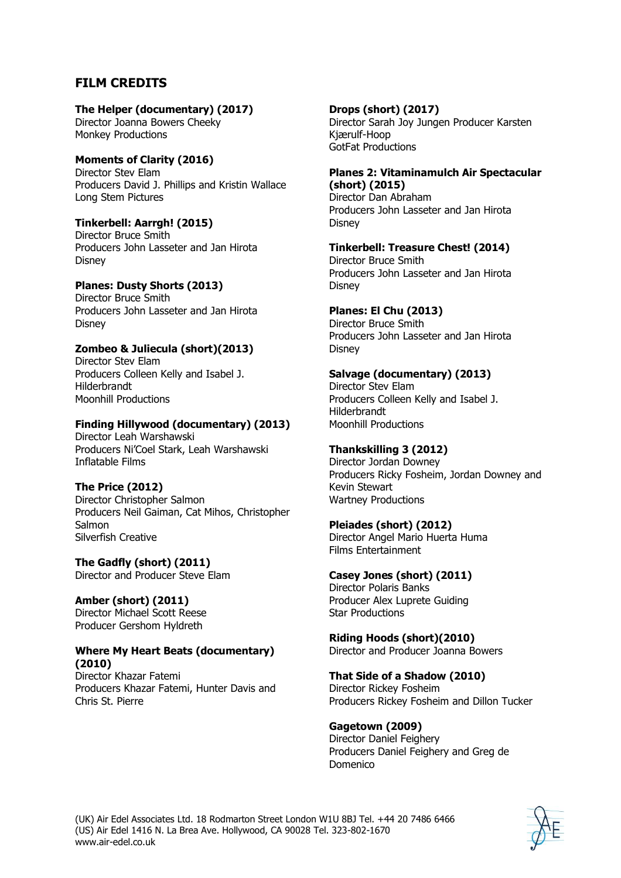## FILM CREDITS

**The Helper (documentary) (2017)**
Director Joanna Bowers Cheeky
Monkey Productions

**Moments of Clarity (2016)**
Director Stev Elam
Producers David J. Phillips and Kristin Wallace
Long Stem Pictures

**Tinkerbell: Aarrgh! (2015)**
Director Bruce Smith
Producers John Lasseter and Jan Hirota
Disney

**Planes: Dusty Shorts (2013)**
Director Bruce Smith
Producers John Lasseter and Jan Hirota
Disney

**Zombeo & Juliecula (short)(2013)**
Director Stev Elam
Producers Colleen Kelly and Isabel J.
Hilderbrandt
Moonhill Productions

**Finding Hillywood (documentary) (2013)**
Director Leah Warshawski
Producers Ni'Coel Stark, Leah Warshawski
Inflatable Films

**The Price (2012)**
Director Christopher Salmon
Producers Neil Gaiman, Cat Mihos, Christopher Salmon
Silverfish Creative

**The Gadfly (short) (2011)**
Director and Producer Steve Elam

**Amber (short) (2011)**
Director Michael Scott Reese
Producer Gershom Hyldreth

**Where My Heart Beats (documentary) (2010)**
Director Khazar Fatemi
Producers Khazar Fatemi, Hunter Davis and Chris St. Pierre

**Drops (short) (2017)**
Director Sarah Joy Jungen Producer Karsten Kjærulf-Hoop
GotFat Productions

**Planes 2: Vitaminamulch Air Spectacular (short) (2015)**
Director Dan Abraham
Producers John Lasseter and Jan Hirota
Disney

**Tinkerbell: Treasure Chest! (2014)**
Director Bruce Smith
Producers John Lasseter and Jan Hirota
Disney

**Planes: El Chu (2013)**
Director Bruce Smith
Producers John Lasseter and Jan Hirota
Disney

**Salvage (documentary) (2013)**
Director Stev Elam
Producers Colleen Kelly and Isabel J.
Hilderbrandt
Moonhill Productions

**Thankskilling 3 (2012)**
Director Jordan Downey
Producers Ricky Fosheim, Jordan Downey and Kevin Stewart
Wartney Productions

**Pleiades (short) (2012)**
Director Angel Mario Huerta Huma
Films Entertainment

**Casey Jones (short) (2011)**
Director Polaris Banks
Producer Alex Luprete Guiding
Star Productions

**Riding Hoods (short)(2010)**
Director and Producer Joanna Bowers

**That Side of a Shadow (2010)**
Director Rickey Fosheim
Producers Rickey Fosheim and Dillon Tucker

**Gagetown (2009)**
Director Daniel Feighery
Producers Daniel Feighery and Greg de Domenico

(UK) Air Edel Associates Ltd. 18 Rodmarton Street London W1U 8BJ Tel. +44 20 7486 6466
(US) Air Edel 1416 N. La Brea Ave. Hollywood, CA 90028 Tel. 323-802-1670
www.air-edel.co.uk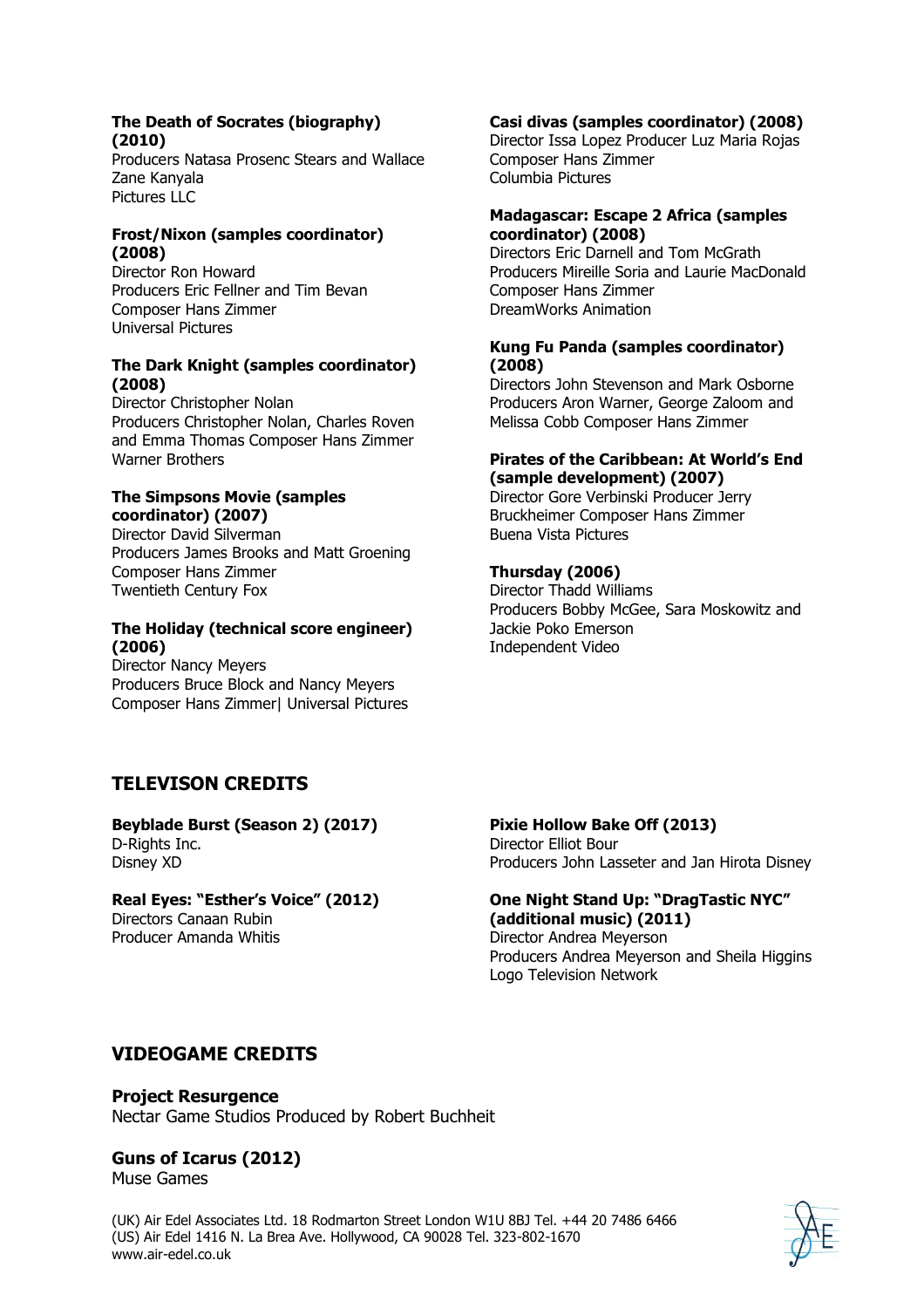**The Death of Socrates (biography) (2010)**
Producers Natasa Prosenc Stears and Wallace Zane Kanyala
Pictures LLC

**Frost/Nixon (samples coordinator) (2008)**
Director Ron Howard
Producers Eric Fellner and Tim Bevan
Composer Hans Zimmer
Universal Pictures

**The Dark Knight (samples coordinator) (2008)**
Director Christopher Nolan
Producers Christopher Nolan, Charles Roven and Emma Thomas Composer Hans Zimmer
Warner Brothers

**The Simpsons Movie (samples coordinator) (2007)**
Director David Silverman
Producers James Brooks and Matt Groening
Composer Hans Zimmer
Twentieth Century Fox

**The Holiday (technical score engineer) (2006)**
Director Nancy Meyers
Producers Bruce Block and Nancy Meyers
Composer Hans Zimmer| Universal Pictures

**Casi divas (samples coordinator) (2008)**
Director Issa Lopez Producer Luz Maria Rojas
Composer Hans Zimmer
Columbia Pictures

**Madagascar: Escape 2 Africa (samples coordinator) (2008)**
Directors Eric Darnell and Tom McGrath
Producers Mireille Soria and Laurie MacDonald
Composer Hans Zimmer
DreamWorks Animation

**Kung Fu Panda (samples coordinator) (2008)**
Directors John Stevenson and Mark Osborne
Producers Aron Warner, George Zaloom and Melissa Cobb Composer Hans Zimmer

**Pirates of the Caribbean: At World's End (sample development) (2007)**
Director Gore Verbinski Producer Jerry Bruckheimer Composer Hans Zimmer
Buena Vista Pictures

**Thursday (2006)**
Director Thadd Williams
Producers Bobby McGee, Sara Moskowitz and Jackie Poko Emerson
Independent Video

## TELEVISON CREDITS

**Beyblade Burst (Season 2) (2017)**
D-Rights Inc.
Disney XD

**Real Eyes: "Esther's Voice" (2012)**
Directors Canaan Rubin
Producer Amanda Whitis

**Pixie Hollow Bake Off (2013)**
Director Elliot Bour
Producers John Lasseter and Jan Hirota Disney

**One Night Stand Up: "DragTastic NYC" (additional music) (2011)**
Director Andrea Meyerson
Producers Andrea Meyerson and Sheila Higgins
Logo Television Network

## VIDEOGAME CREDITS

**Project Resurgence**
Nectar Game Studios Produced by Robert Buchheit

**Guns of Icarus (2012)**
Muse Games

(UK) Air Edel Associates Ltd. 18 Rodmarton Street London W1U 8BJ Tel. +44 20 7486 6466
(US) Air Edel 1416 N. La Brea Ave. Hollywood, CA 90028 Tel. 323-802-1670
www.air-edel.co.uk